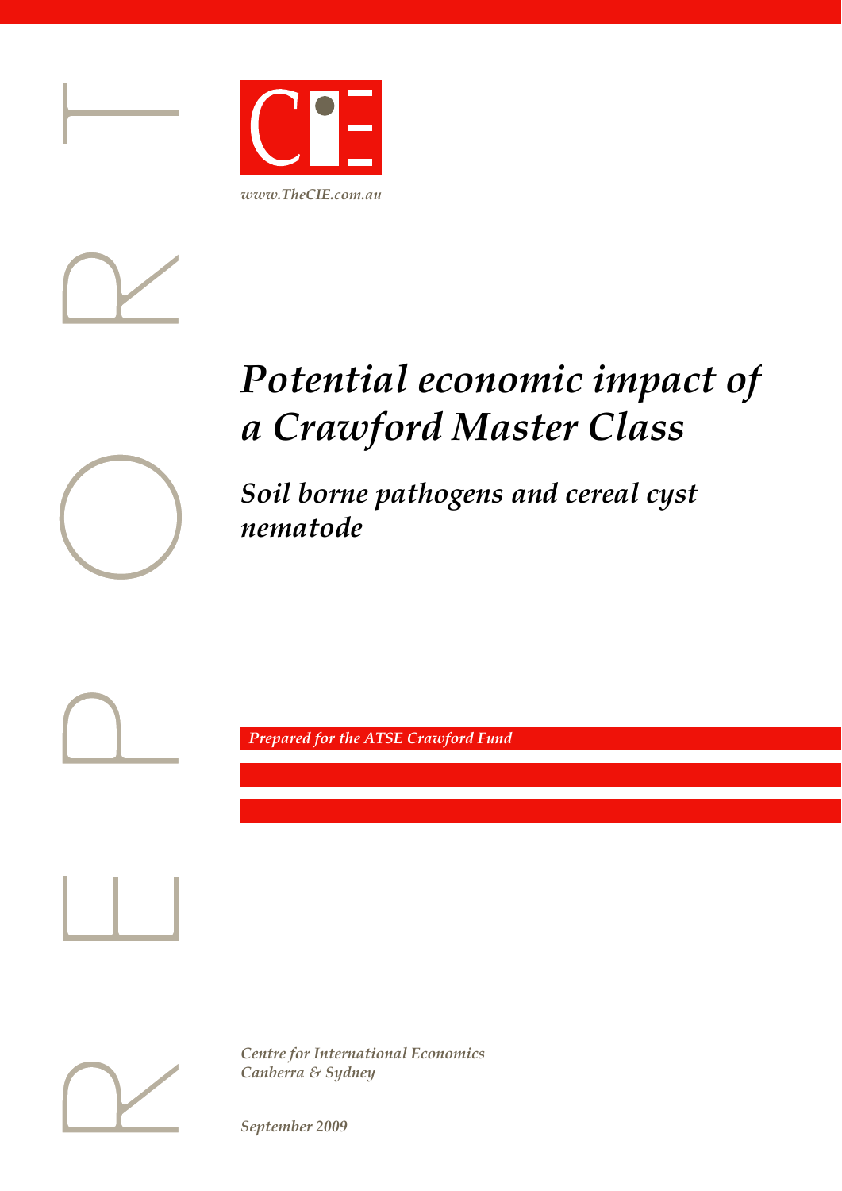www.TheCIE.com.au

# *Potential economic impact of a Crawford Master Class*

## *Soil borne pathogens and cereal cyst nematode*

*Prepared for the ATSE Crawford Fund*

*Centre for International Economics*
*Canberra & Sydney*

*September 2009*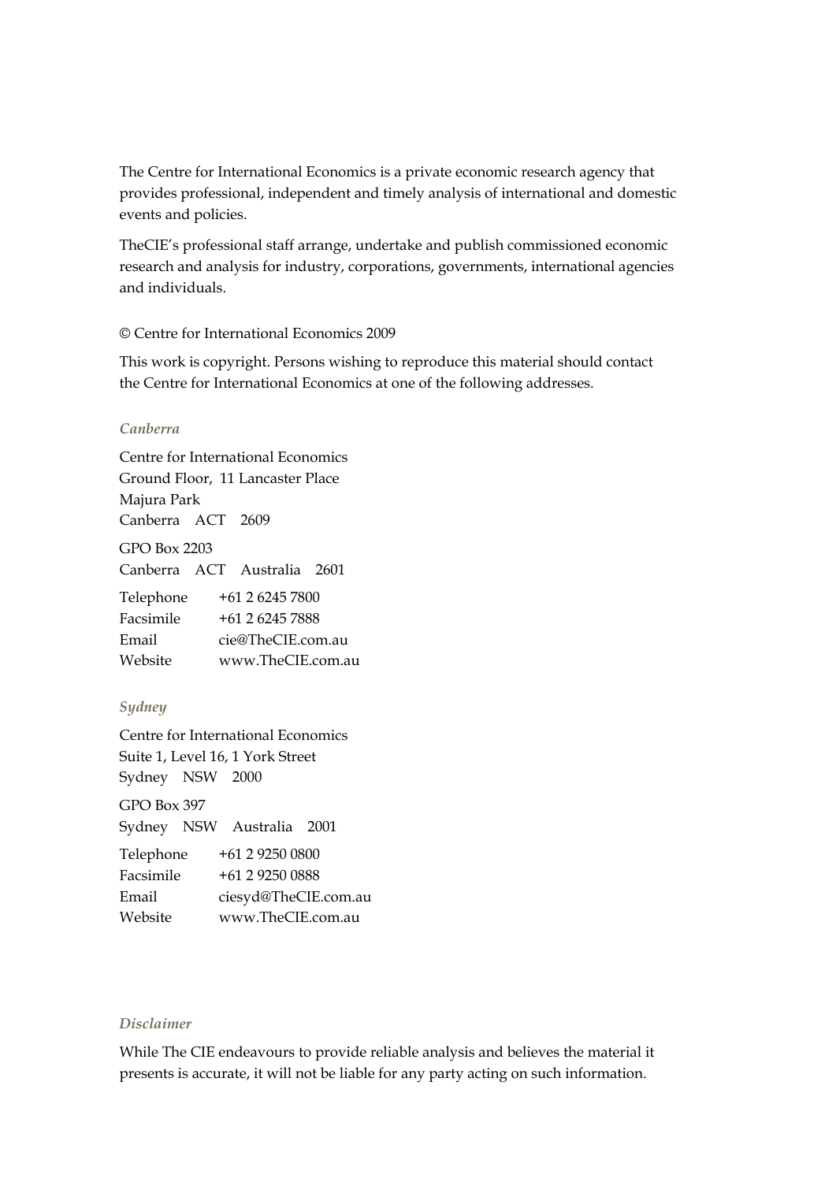The Centre for International Economics is a private economic research agency that provides professional, independent and timely analysis of international and domestic events and policies.

TheCIE's professional staff arrange, undertake and publish commissioned economic research and analysis for industry, corporations, governments, international agencies and individuals.

© Centre for International Economics 2009

This work is copyright. Persons wishing to reproduce this material should contact the Centre for International Economics at one of the following addresses.

*Canberra*

Centre for International Economics
Ground Floor, 11 Lancaster Place
Majura Park
Canberra ACT 2609

GPO Box 2203
Canberra ACT Australia 2601

| | |
|---|---|
| Telephone | +61 2 6245 7800 |
| Facsimile | +61 2 6245 7888 |
| Email | cie@TheCIE.com.au |
| Website | www.TheCIE.com.au |

*Sydney*

Centre for International Economics
Suite 1, Level 16, 1 York Street
Sydney NSW 2000

GPO Box 397
Sydney NSW Australia 2001

| | |
|---|---|
| Telephone | +61 2 9250 0800 |
| Facsimile | +61 2 9250 0888 |
| Email | ciesyd@TheCIE.com.au |
| Website | www.TheCIE.com.au |

*Disclaimer*

While The CIE endeavours to provide reliable analysis and believes the material it presents is accurate, it will not be liable for any party acting on such information.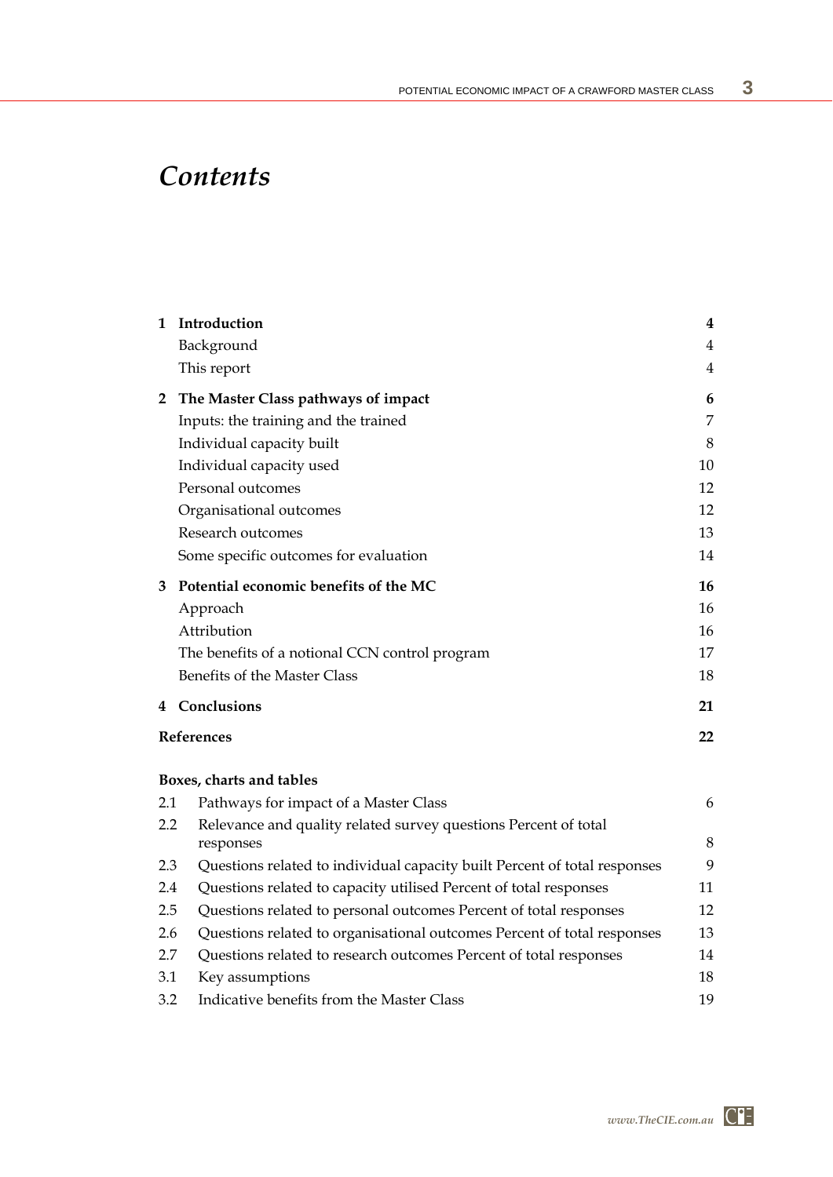# *Contents*

| | | |
|---|---|---|
| **1** | **Introduction** | **4** |
| | Background | 4 |
| | This report | 4 |
| **2** | **The Master Class pathways of impact** | **6** |
| | Inputs: the training and the trained | 7 |
| | Individual capacity built | 8 |
| | Individual capacity used | 10 |
| | Personal outcomes | 12 |
| | Organisational outcomes | 12 |
| | Research outcomes | 13 |
| | Some specific outcomes for evaluation | 14 |
| **3** | **Potential economic benefits of the MC** | **16** |
| | Approach | 16 |
| | Attribution | 16 |
| | The benefits of a notional CCN control program | 17 |
| | Benefits of the Master Class | 18 |
| **4** | **Conclusions** | **21** |
| | **References** | **22** |

**Boxes, charts and tables**

| | | |
|---|---|---|
| 2.1 | Pathways for impact of a Master Class | 6 |
| 2.2 | Relevance and quality related survey questions Percent of total responses | 8 |
| 2.3 | Questions related to individual capacity built Percent of total responses | 9 |
| 2.4 | Questions related to capacity utilised Percent of total responses | 11 |
| 2.5 | Questions related to personal outcomes Percent of total responses | 12 |
| 2.6 | Questions related to organisational outcomes Percent of total responses | 13 |
| 2.7 | Questions related to research outcomes Percent of total responses | 14 |
| 3.1 | Key assumptions | 18 |
| 3.2 | Indicative benefits from the Master Class | 19 |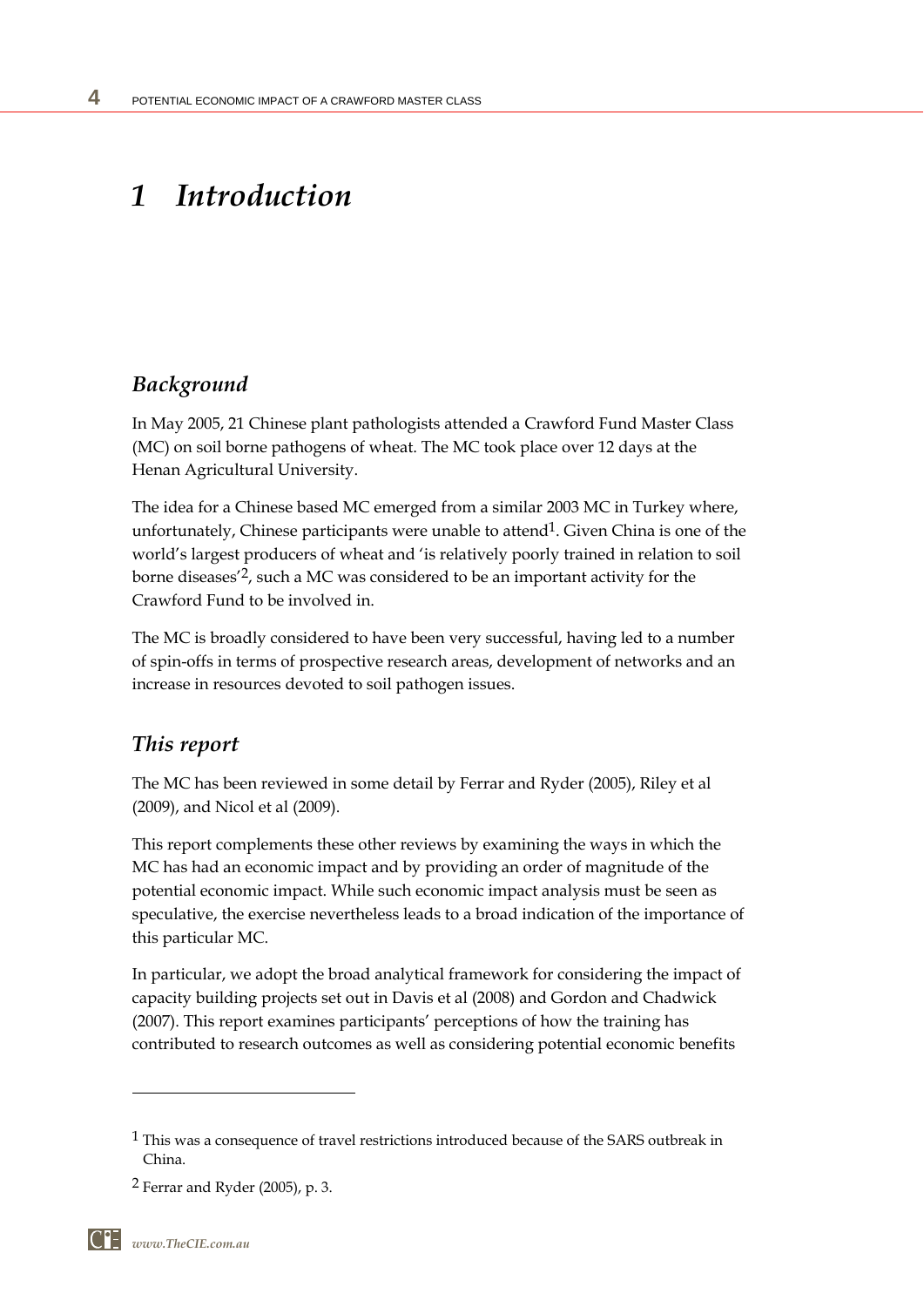# 1 Introduction

## Background

In May 2005, 21 Chinese plant pathologists attended a Crawford Fund Master Class (MC) on soil borne pathogens of wheat. The MC took place over 12 days at the Henan Agricultural University.

The idea for a Chinese based MC emerged from a similar 2003 MC in Turkey where, unfortunately, Chinese participants were unable to attend[1]. Given China is one of the world's largest producers of wheat and 'is relatively poorly trained in relation to soil borne diseases'[2], such a MC was considered to be an important activity for the Crawford Fund to be involved in.

The MC is broadly considered to have been very successful, having led to a number of spin-offs in terms of prospective research areas, development of networks and an increase in resources devoted to soil pathogen issues.

## This report

The MC has been reviewed in some detail by Ferrar and Ryder (2005), Riley et al (2009), and Nicol et al (2009).

This report complements these other reviews by examining the ways in which the MC has had an economic impact and by providing an order of magnitude of the potential economic impact. While such economic impact analysis must be seen as speculative, the exercise nevertheless leads to a broad indication of the importance of this particular MC.

In particular, we adopt the broad analytical framework for considering the impact of capacity building projects set out in Davis et al (2008) and Gordon and Chadwick (2007). This report examines participants' perceptions of how the training has contributed to research outcomes as well as considering potential economic benefits

[1] This was a consequence of travel restrictions introduced because of the SARS outbreak in China.

[2] Ferrar and Ryder (2005), p. 3.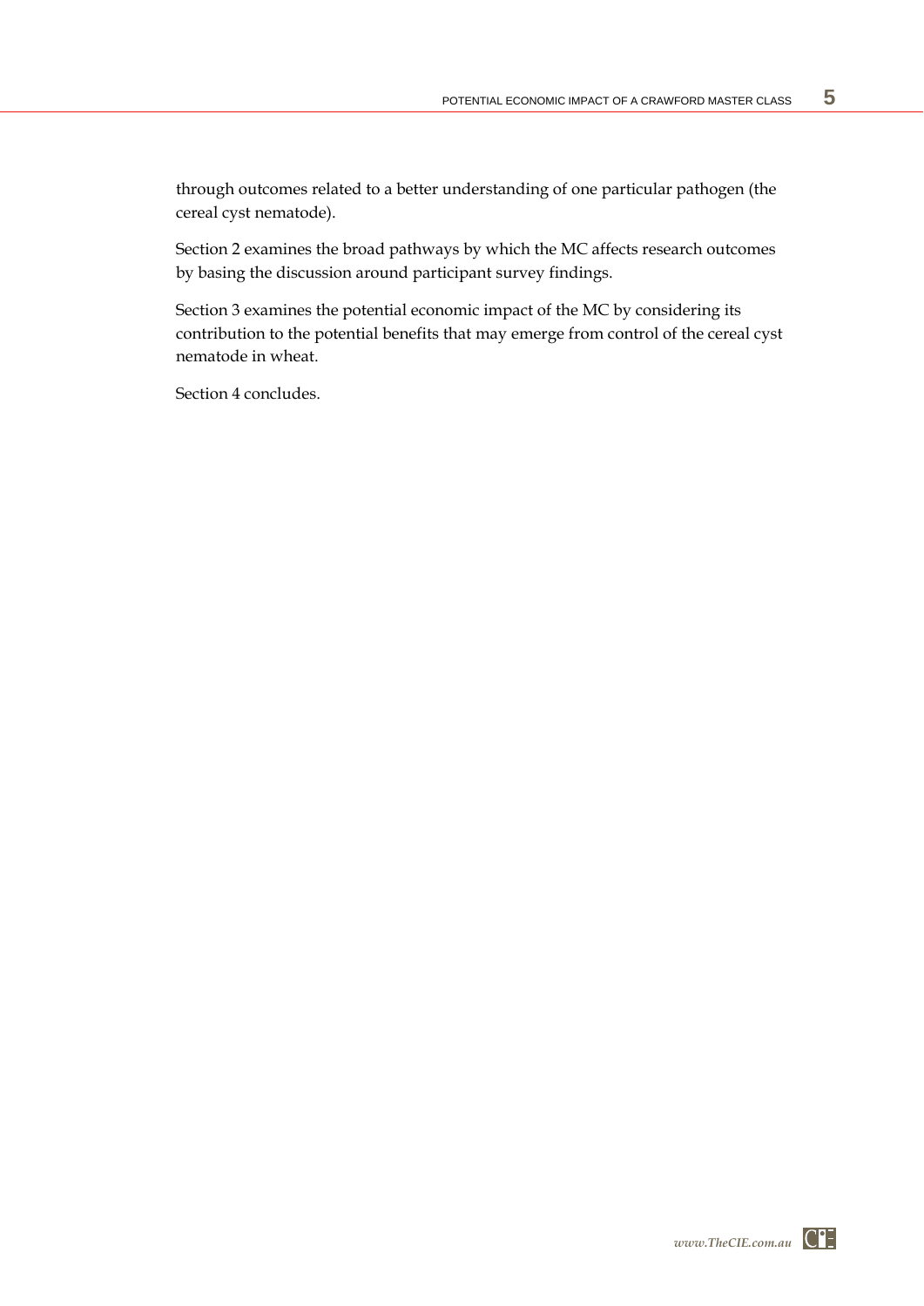through outcomes related to a better understanding of one particular pathogen (the cereal cyst nematode).

Section 2 examines the broad pathways by which the MC affects research outcomes by basing the discussion around participant survey findings.

Section 3 examines the potential economic impact of the MC by considering its contribution to the potential benefits that may emerge from control of the cereal cyst nematode in wheat.

Section 4 concludes.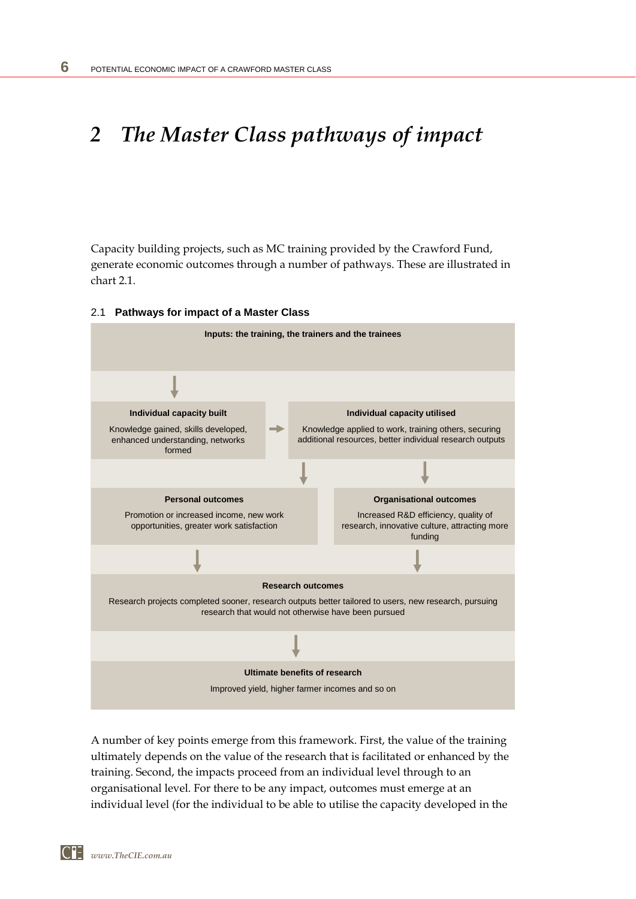# 2 *The Master Class pathways of impact*

Capacity building projects, such as MC training provided by the Crawford Fund, generate economic outcomes through a number of pathways. These are illustrated in chart 2.1.

2.1 **Pathways for impact of a Master Class**

**Inputs: the training, the trainers and the trainees**

**Individual capacity built**

Knowledge gained, skills developed, enhanced understanding, networks formed

**Individual capacity utilised**

Knowledge applied to work, training others, securing additional resources, better individual research outputs

**Personal outcomes**

Promotion or increased income, new work opportunities, greater work satisfaction

**Organisational outcomes**

Increased R&D efficiency, quality of research, innovative culture, attracting more funding

**Research outcomes**

Research projects completed sooner, research outputs better tailored to users, new research, pursuing research that would not otherwise have been pursued

**Ultimate benefits of research**

Improved yield, higher farmer incomes and so on

A number of key points emerge from this framework. First, the value of the training ultimately depends on the value of the research that is facilitated or enhanced by the training. Second, the impacts proceed from an individual level through to an organisational level. For there to be any impact, outcomes must emerge at an individual level (for the individual to be able to utilise the capacity developed in the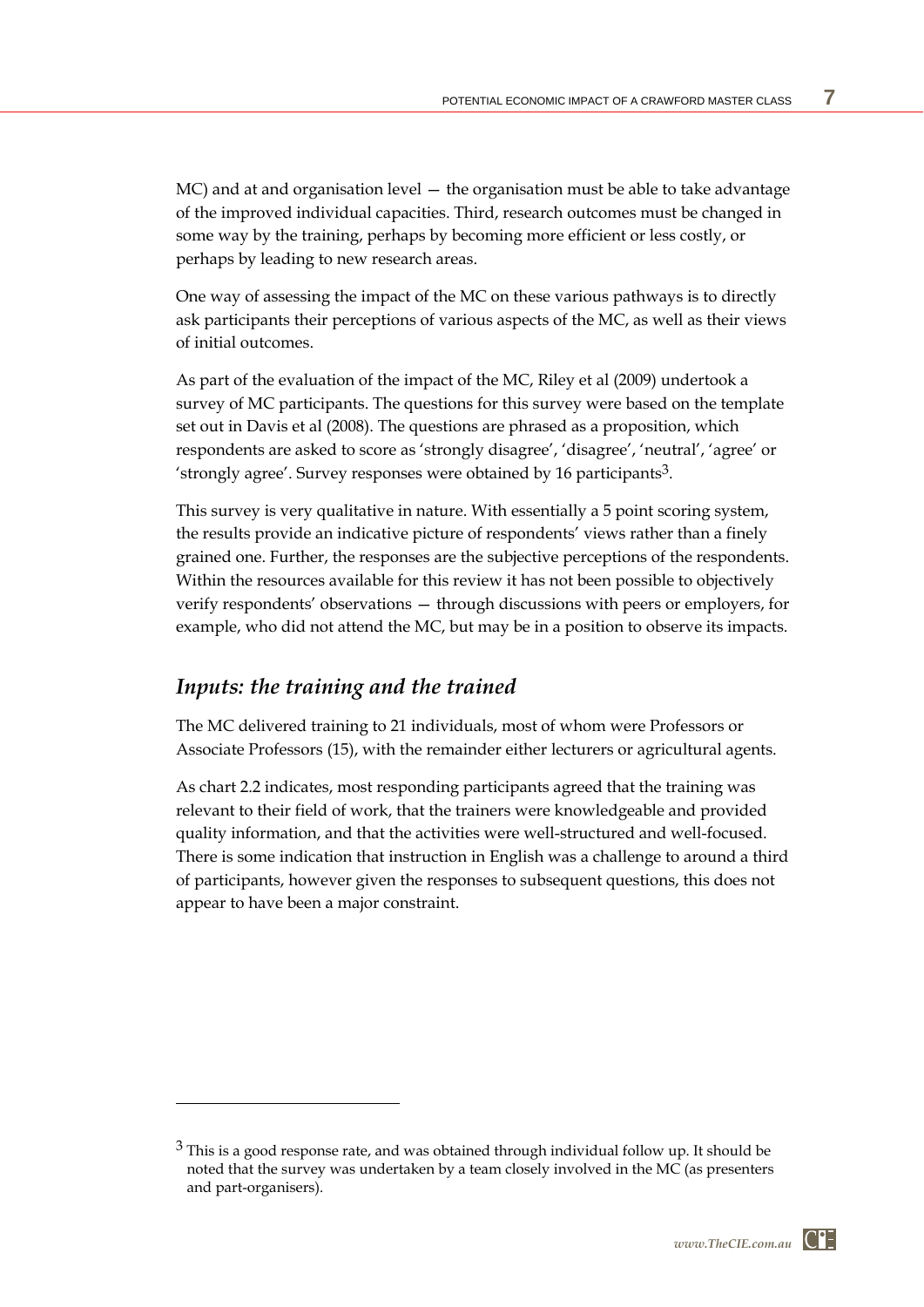MC) and at and organisation level — the organisation must be able to take advantage of the improved individual capacities. Third, research outcomes must be changed in some way by the training, perhaps by becoming more efficient or less costly, or perhaps by leading to new research areas.

One way of assessing the impact of the MC on these various pathways is to directly ask participants their perceptions of various aspects of the MC, as well as their views of initial outcomes.

As part of the evaluation of the impact of the MC, Riley et al (2009) undertook a survey of MC participants. The questions for this survey were based on the template set out in Davis et al (2008). The questions are phrased as a proposition, which respondents are asked to score as 'strongly disagree', 'disagree', 'neutral', 'agree' or 'strongly agree'. Survey responses were obtained by 16 participants[3].

This survey is very qualitative in nature. With essentially a 5 point scoring system, the results provide an indicative picture of respondents' views rather than a finely grained one. Further, the responses are the subjective perceptions of the respondents. Within the resources available for this review it has not been possible to objectively verify respondents' observations — through discussions with peers or employers, for example, who did not attend the MC, but may be in a position to observe its impacts.

## *Inputs: the training and the trained*

The MC delivered training to 21 individuals, most of whom were Professors or Associate Professors (15), with the remainder either lecturers or agricultural agents.

As chart 2.2 indicates, most responding participants agreed that the training was relevant to their field of work, that the trainers were knowledgeable and provided quality information, and that the activities were well-structured and well-focused. There is some indication that instruction in English was a challenge to around a third of participants, however given the responses to subsequent questions, this does not appear to have been a major constraint.

---

[3] This is a good response rate, and was obtained through individual follow up. It should be noted that the survey was undertaken by a team closely involved in the MC (as presenters and part-organisers).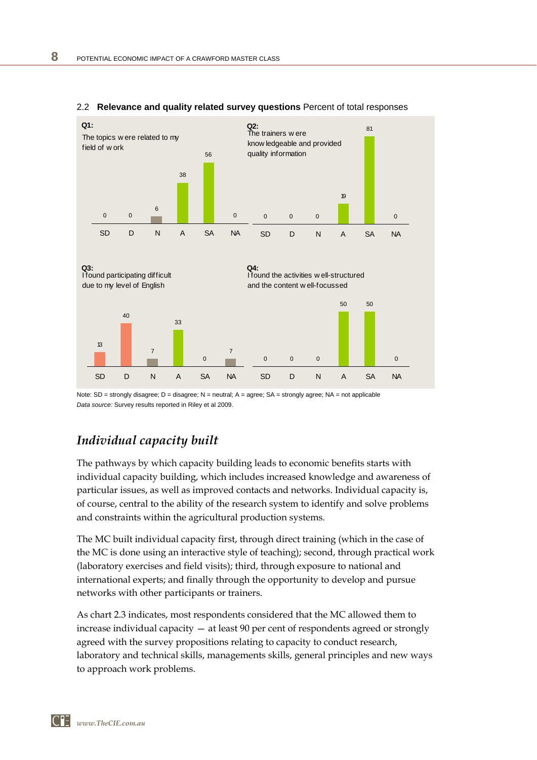2.2 **Relevance and quality related survey questions** Percent of total responses

**Q1:**
The topics were related to my field of work

SD 0
D 0
N 6
A 38
SA 56
NA 0

**Q2:**
The trainers were knowledgeable and provided quality information

SD 0
D 0
N 0
A 19
SA 81
NA 0

**Q3:**
I found participating difficult due to my level of English

SD 13
D 40
N 7
A 33
SA 0
NA 7

**Q4:**
I found the activities well-structured and the content well-focussed

SD 0
D 0
N 0
A 50
SA 50
NA 0

Note: SD = strongly disagree; D = disagree; N = neutral; A = agree; SA = strongly agree; NA = not applicable
*Data source:* Survey results reported in Riley et al 2009.

## *Individual capacity built*

The pathways by which capacity building leads to economic benefits starts with individual capacity building, which includes increased knowledge and awareness of particular issues, as well as improved contacts and networks. Individual capacity is, of course, central to the ability of the research system to identify and solve problems and constraints within the agricultural production systems.

The MC built individual capacity first, through direct training (which in the case of the MC is done using an interactive style of teaching); second, through practical work (laboratory exercises and field visits); third, through exposure to national and international experts; and finally through the opportunity to develop and pursue networks with other participants or trainers.

As chart 2.3 indicates, most respondents considered that the MC allowed them to increase individual capacity — at least 90 per cent of respondents agreed or strongly agreed with the survey propositions relating to capacity to conduct research, laboratory and technical skills, managements skills, general principles and new ways to approach work problems.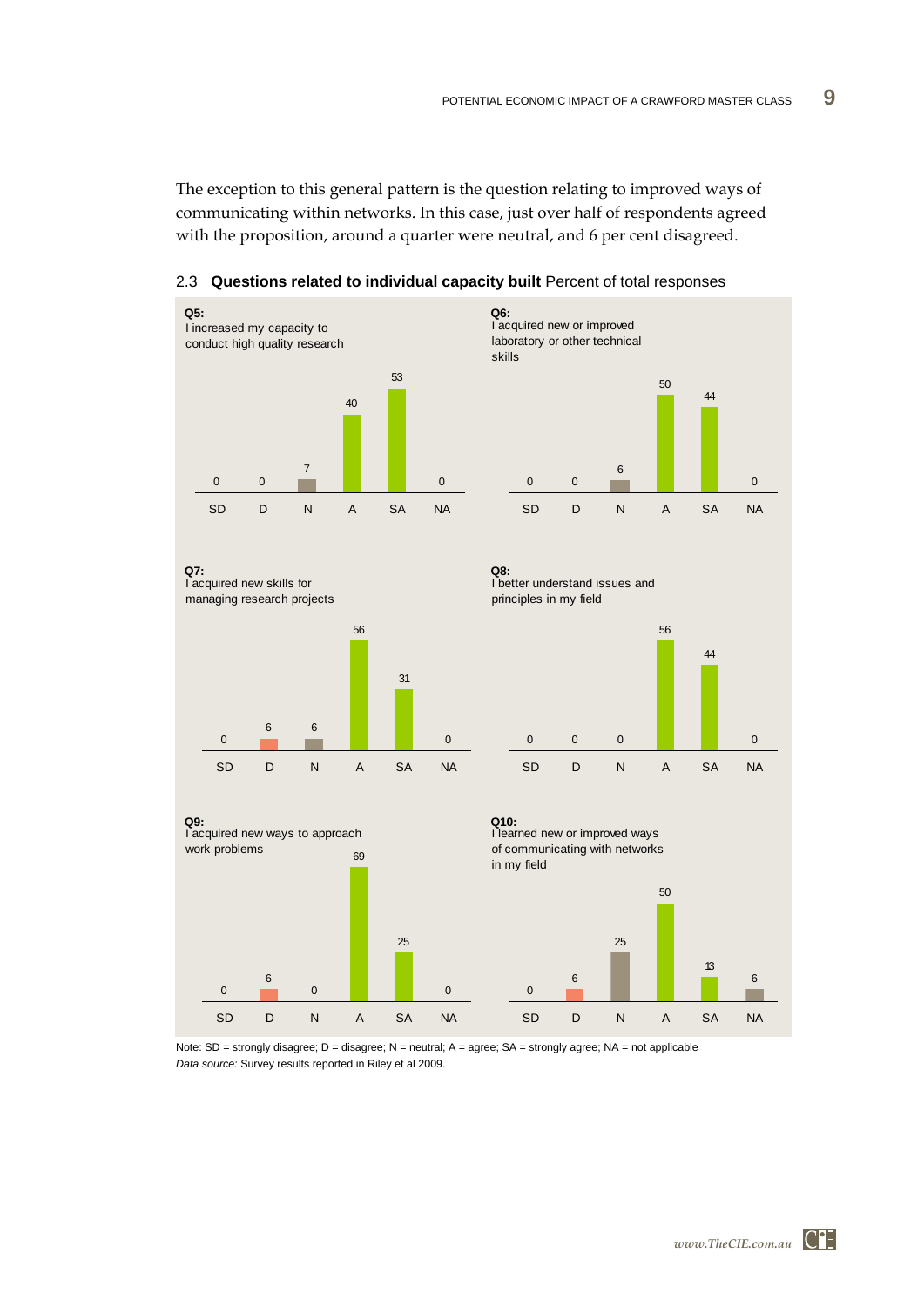The exception to this general pattern is the question relating to improved ways of communicating within networks. In this case, just over half of respondents agreed with the proposition, around a quarter were neutral, and 6 per cent disagreed.

2.3 **Questions related to individual capacity built** Percent of total responses

**Q5:**
I increased my capacity to conduct high quality research

0 0 7 40 53 0

SD D N A SA NA

**Q6:**
I acquired new or improved laboratory or other technical skills

0 0 6 50 44 0

SD D N A SA NA

**Q7:**
I acquired new skills for managing research projects

0 6 6 56 31 0

SD D N A SA NA

**Q8:**
I better understand issues and principles in my field

0 0 0 56 44 0

SD D N A SA NA

**Q9:**
I acquired new ways to approach work problems

0 6 0 69 25 0

SD D N A SA NA

**Q10:**
I learned new or improved ways of communicating with networks in my field

0 6 25 50 13 6

SD D N A SA NA

Note: SD = strongly disagree; D = disagree; N = neutral; A = agree; SA = strongly agree; NA = not applicable

*Data source:* Survey results reported in Riley et al 2009.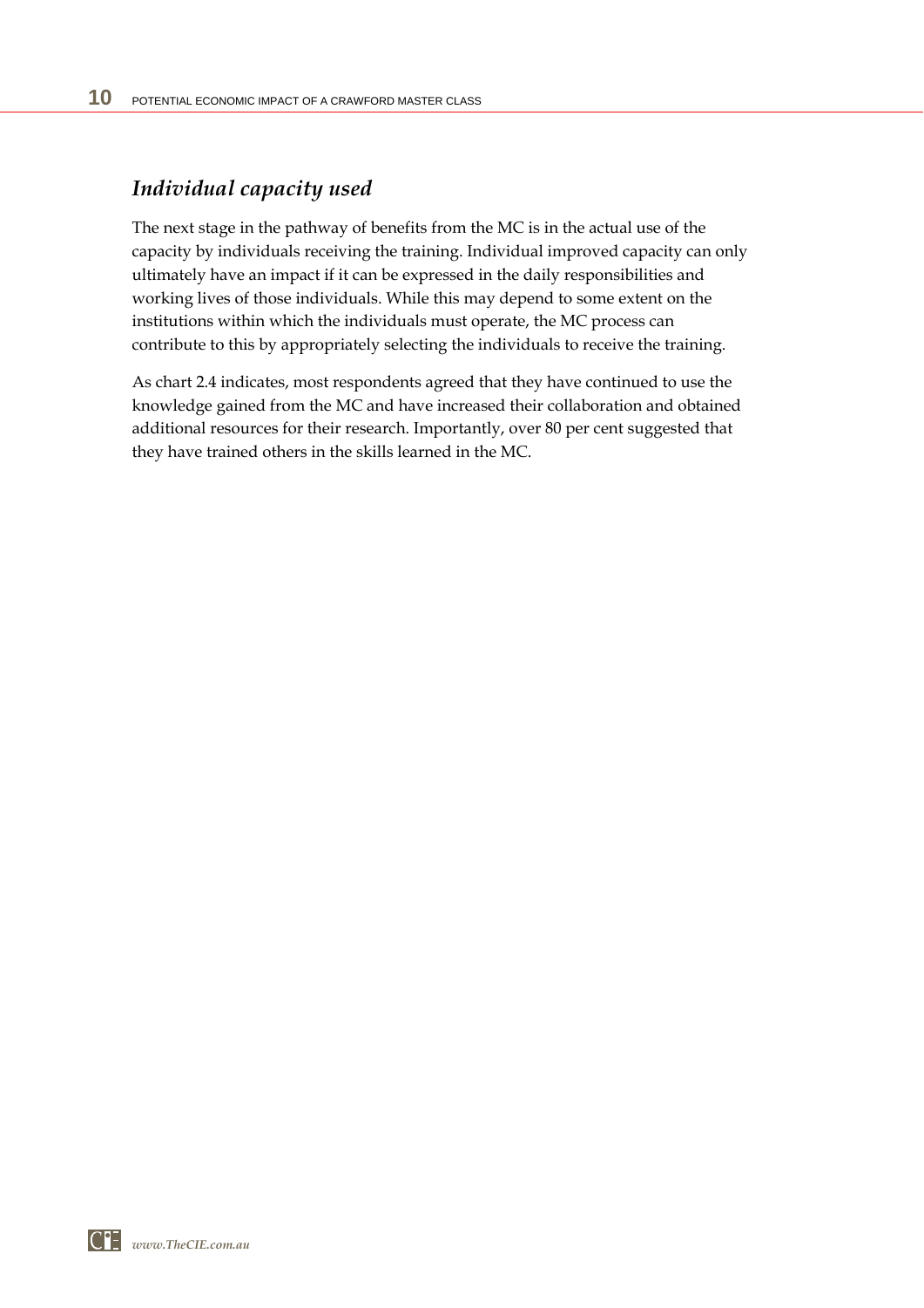### *Individual capacity used*

The next stage in the pathway of benefits from the MC is in the actual use of the capacity by individuals receiving the training. Individual improved capacity can only ultimately have an impact if it can be expressed in the daily responsibilities and working lives of those individuals. While this may depend to some extent on the institutions within which the individuals must operate, the MC process can contribute to this by appropriately selecting the individuals to receive the training.

As chart 2.4 indicates, most respondents agreed that they have continued to use the knowledge gained from the MC and have increased their collaboration and obtained additional resources for their research. Importantly, over 80 per cent suggested that they have trained others in the skills learned in the MC.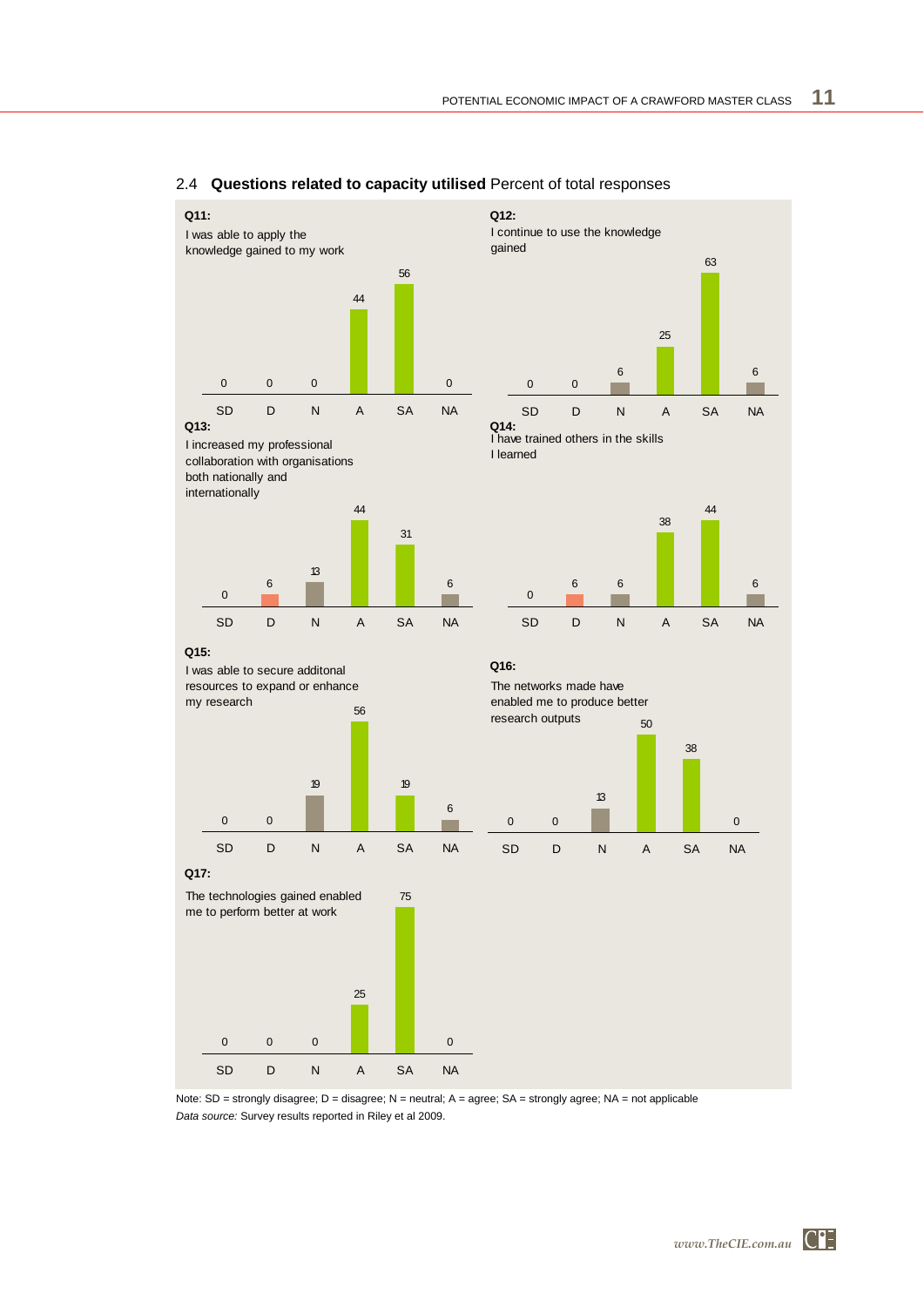2.4 **Questions related to capacity utilised** Percent of total responses

**Q11:**

I was able to apply the knowledge gained to my work

0 0 0 44 56 0

SD D N A SA NA

**Q12:**

I continue to use the knowledge gained

0 0 6 25 63 6

SD D N A SA NA

**Q13:**

I increased my professional collaboration with organisations both nationally and internationally

0 6 13 44 31 6

SD D N A SA NA

**Q14:**

I have trained others in the skills I learned

0 6 6 38 44 6

SD D N A SA NA

**Q15:**

I was able to secure additonal resources to expand or enhance my research

0 0 19 56 19 6

SD D N A SA NA

**Q16:**

The networks made have enabled me to produce better research outputs

0 0 13 50 38 0

SD D N A SA NA

**Q17:**

The technologies gained enabled me to perform better at work

0 0 0 25 75 0

SD D N A SA NA

Note: SD = strongly disagree; D = disagree; N = neutral; A = agree; SA = strongly agree; NA = not applicable

*Data source:* Survey results reported in Riley et al 2009.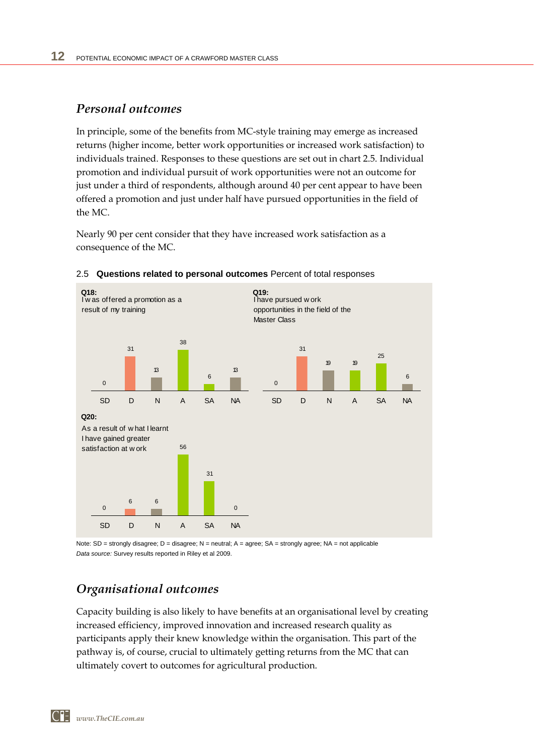## *Personal outcomes*

In principle, some of the benefits from MC-style training may emerge as increased returns (higher income, better work opportunities or increased work satisfaction) to individuals trained. Responses to these questions are set out in chart 2.5. Individual promotion and individual pursuit of work opportunities were not an outcome for just under a third of respondents, although around 40 per cent appear to have been offered a promotion and just under half have pursued opportunities in the field of the MC.

Nearly 90 per cent consider that they have increased work satisfaction as a consequence of the MC.

2.5 **Questions related to personal outcomes** Percent of total responses

**Q18:**
I was offered a promotion as a result of my training

0 31 13 38 6 13

SD D N A SA NA

**Q19:**
I have pursued work opportunities in the field of the Master Class

0 31 19 19 25 6

SD D N A SA NA

**Q20:**
As a result of what I learnt I have gained greater satisfaction at work

0 6 6 56 31 0

SD D N A SA NA

Note: SD = strongly disagree; D = disagree; N = neutral; A = agree; SA = strongly agree; NA = not applicable
*Data source:* Survey results reported in Riley et al 2009.

## *Organisational outcomes*

Capacity building is also likely to have benefits at an organisational level by creating increased efficiency, improved innovation and increased research quality as participants apply their knew knowledge within the organisation. This part of the pathway is, of course, crucial to ultimately getting returns from the MC that can ultimately covert to outcomes for agricultural production.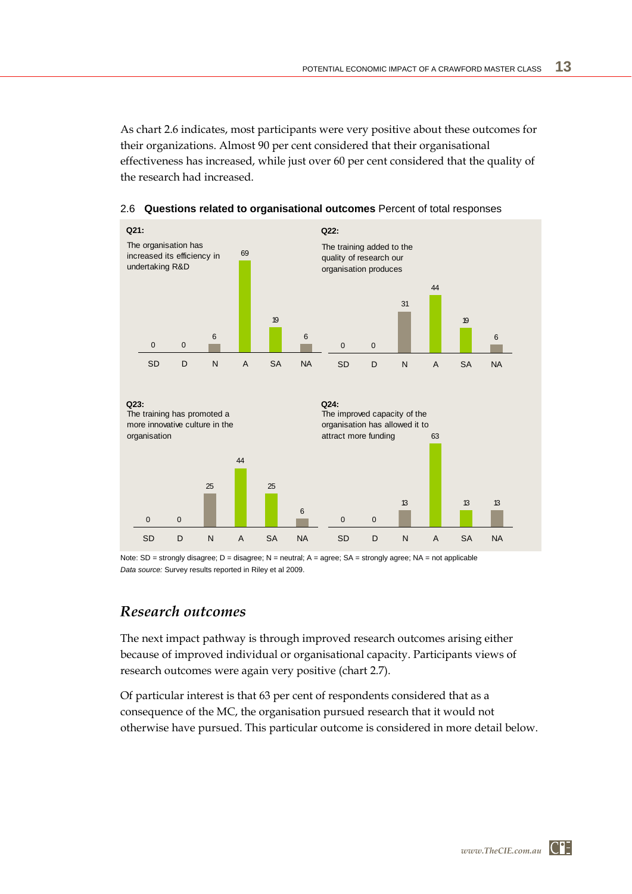As chart 2.6 indicates, most participants were very positive about these outcomes for their organizations. Almost 90 per cent considered that their organisational effectiveness has increased, while just over 60 per cent considered that the quality of the research had increased.

2.6 **Questions related to organisational outcomes** Percent of total responses

**Q21:**
The organisation has increased its efficiency in undertaking R&D

0 0 6 69 19 6

SD D N A SA NA

**Q22:**
The training added to the quality of research our organisation produces

0 0 31 44 19 6

SD D N A SA NA

**Q23:**
The training has promoted a more innovative culture in the organisation

0 0 25 44 25 6

SD D N A SA NA

**Q24:**
The improved capacity of the organisation has allowed it to attract more funding

0 0 13 63 13 13

SD D N A SA NA

Note: SD = strongly disagree; D = disagree; N = neutral; A = agree; SA = strongly agree; NA = not applicable
*Data source:* Survey results reported in Riley et al 2009.

## *Research outcomes*

The next impact pathway is through improved research outcomes arising either because of improved individual or organisational capacity. Participants views of research outcomes were again very positive (chart 2.7).

Of particular interest is that 63 per cent of respondents considered that as a consequence of the MC, the organisation pursued research that it would not otherwise have pursued. This particular outcome is considered in more detail below.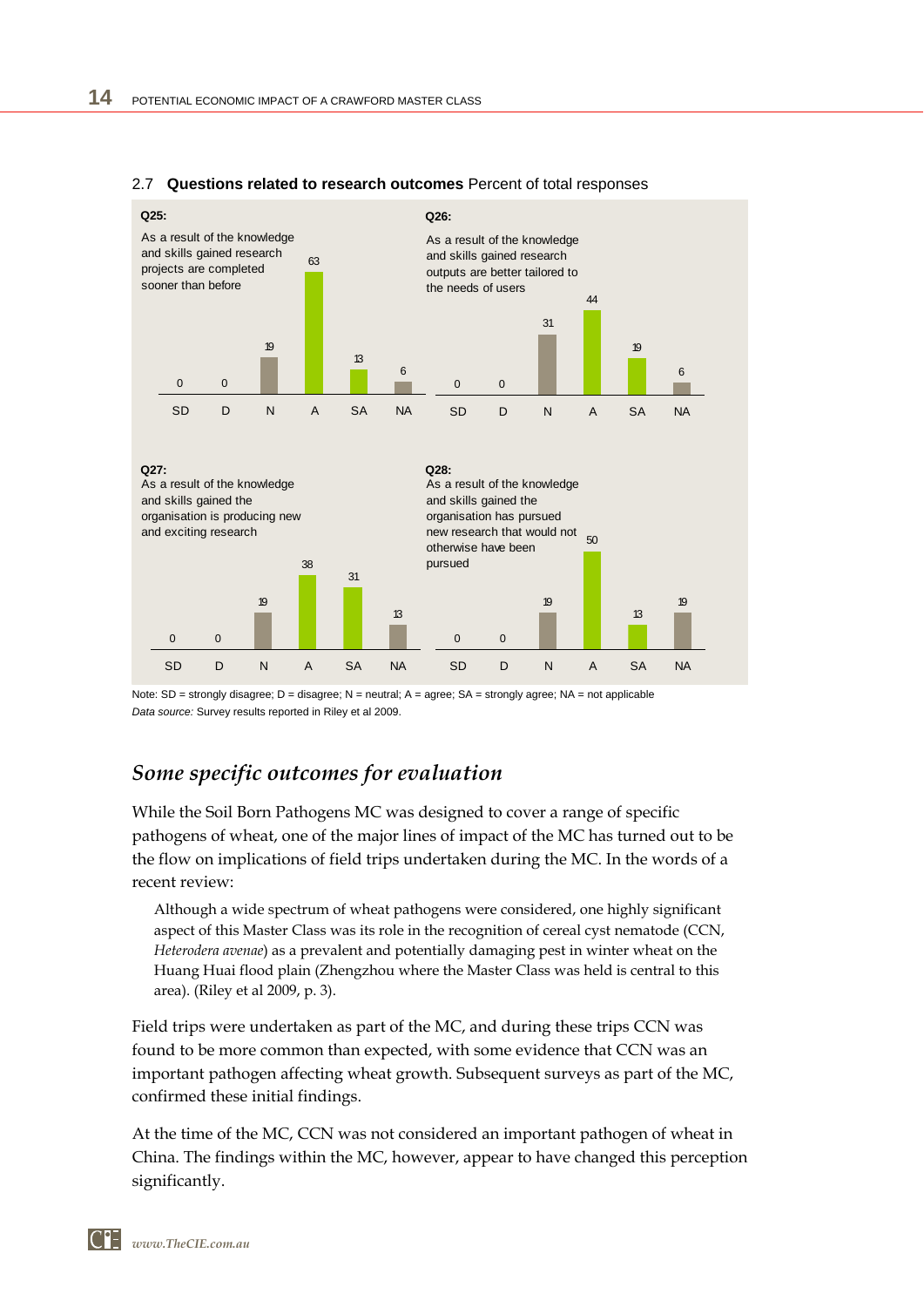2.7 **Questions related to research outcomes** Percent of total responses

**Q25:** As a result of the knowledge and skills gained research projects are completed sooner than before

| SD | D | N | A | SA | NA |
|---|---|---|---|---|---|
| 0 | 0 | 19 | 63 | 13 | 6 |

**Q26:** As a result of the knowledge and skills gained research outputs are better tailored to the needs of users

| SD | D | N | A | SA | NA |
|---|---|---|---|---|---|
| 0 | 0 | 31 | 44 | 19 | 6 |

**Q27:** As a result of the knowledge and skills gained the organisation is producing new and exciting research

| SD | D | N | A | SA | NA |
|---|---|---|---|---|---|
| 0 | 0 | 19 | 38 | 31 | 13 |

**Q28:** As a result of the knowledge and skills gained the organisation has pursued new research that would not otherwise have been pursued

| SD | D | N | A | SA | NA |
|---|---|---|---|---|---|
| 0 | 0 | 19 | 50 | 13 | 19 |

Note: SD = strongly disagree; D = disagree; N = neutral; A = agree; SA = strongly agree; NA = not applicable
*Data source:* Survey results reported in Riley et al 2009.

## *Some specific outcomes for evaluation*

While the Soil Born Pathogens MC was designed to cover a range of specific pathogens of wheat, one of the major lines of impact of the MC has turned out to be the flow on implications of field trips undertaken during the MC. In the words of a recent review:

> Although a wide spectrum of wheat pathogens were considered, one highly significant aspect of this Master Class was its role in the recognition of cereal cyst nematode (CCN, *Heterodera avenae*) as a prevalent and potentially damaging pest in winter wheat on the Huang Huai flood plain (Zhengzhou where the Master Class was held is central to this area). (Riley et al 2009, p. 3).

Field trips were undertaken as part of the MC, and during these trips CCN was found to be more common than expected, with some evidence that CCN was an important pathogen affecting wheat growth. Subsequent surveys as part of the MC, confirmed these initial findings.

At the time of the MC, CCN was not considered an important pathogen of wheat in China. The findings within the MC, however, appear to have changed this perception significantly.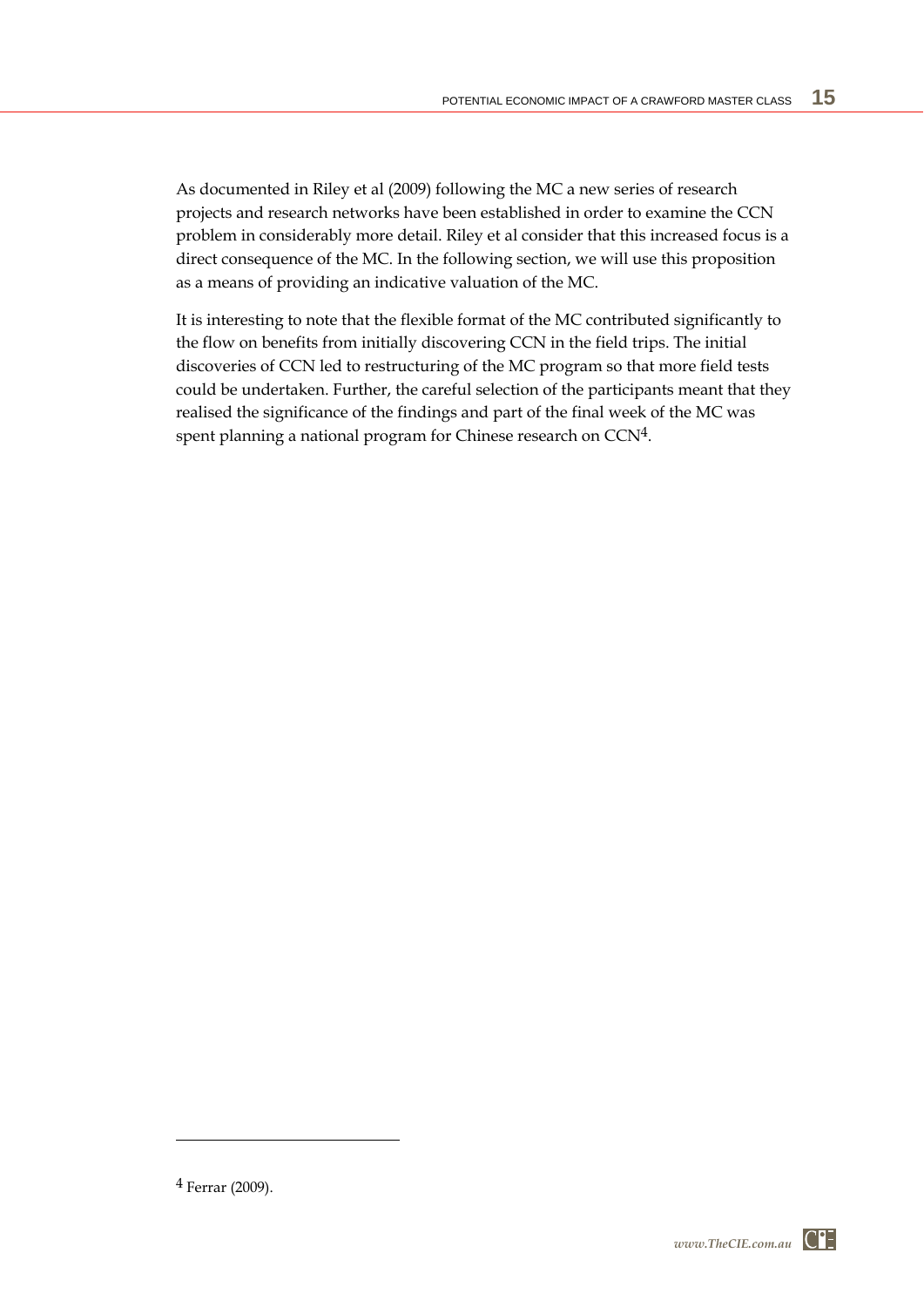As documented in Riley et al (2009) following the MC a new series of research projects and research networks have been established in order to examine the CCN problem in considerably more detail. Riley et al consider that this increased focus is a direct consequence of the MC. In the following section, we will use this proposition as a means of providing an indicative valuation of the MC.

It is interesting to note that the flexible format of the MC contributed significantly to the flow on benefits from initially discovering CCN in the field trips. The initial discoveries of CCN led to restructuring of the MC program so that more field tests could be undertaken. Further, the careful selection of the participants meant that they realised the significance of the findings and part of the final week of the MC was spent planning a national program for Chinese research on CCN[4].

---

[4] Ferrar (2009).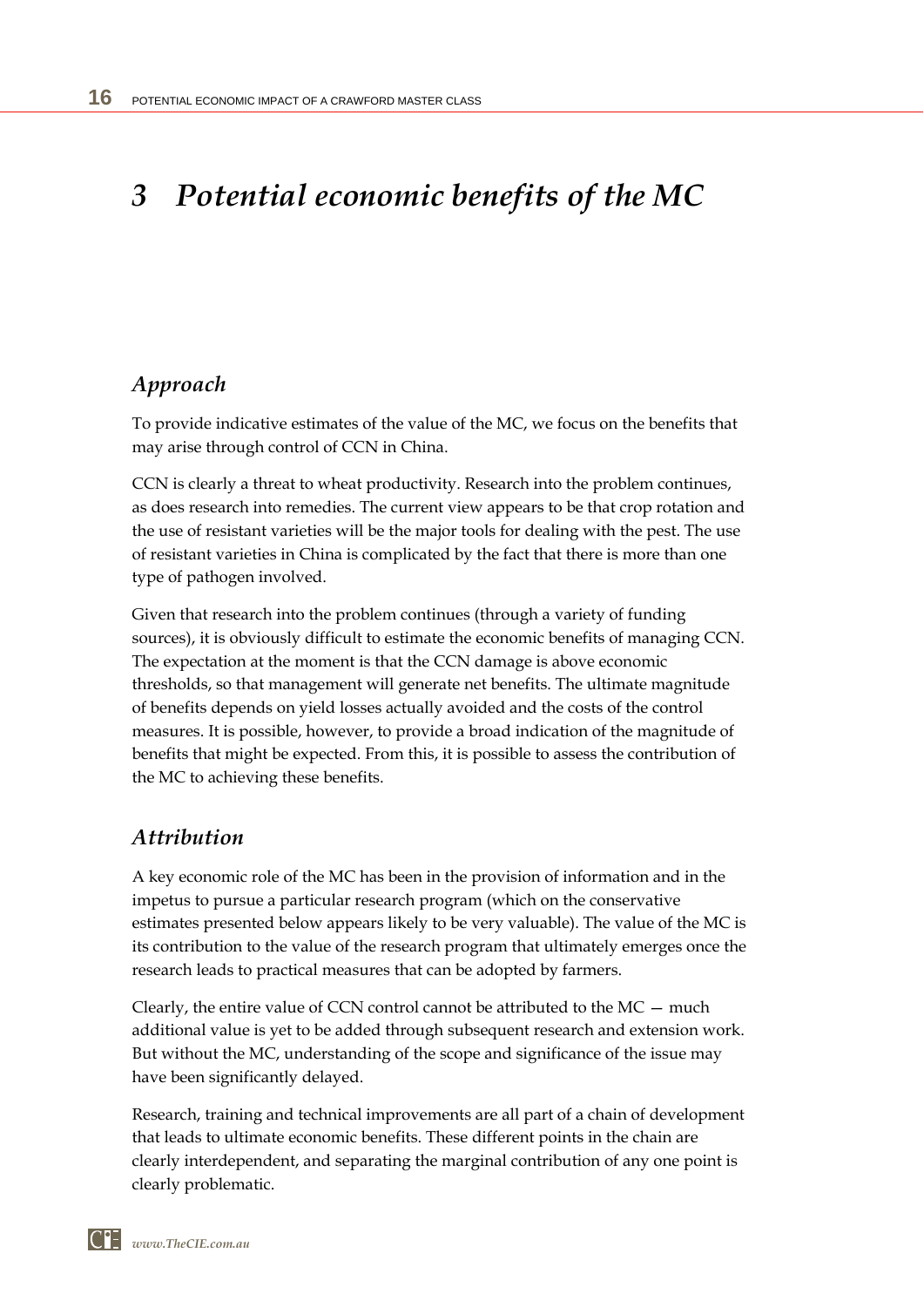# 3 Potential economic benefits of the MC

## Approach

To provide indicative estimates of the value of the MC, we focus on the benefits that may arise through control of CCN in China.

CCN is clearly a threat to wheat productivity. Research into the problem continues, as does research into remedies. The current view appears to be that crop rotation and the use of resistant varieties will be the major tools for dealing with the pest. The use of resistant varieties in China is complicated by the fact that there is more than one type of pathogen involved.

Given that research into the problem continues (through a variety of funding sources), it is obviously difficult to estimate the economic benefits of managing CCN. The expectation at the moment is that the CCN damage is above economic thresholds, so that management will generate net benefits. The ultimate magnitude of benefits depends on yield losses actually avoided and the costs of the control measures. It is possible, however, to provide a broad indication of the magnitude of benefits that might be expected. From this, it is possible to assess the contribution of the MC to achieving these benefits.

## Attribution

A key economic role of the MC has been in the provision of information and in the impetus to pursue a particular research program (which on the conservative estimates presented below appears likely to be very valuable). The value of the MC is its contribution to the value of the research program that ultimately emerges once the research leads to practical measures that can be adopted by farmers.

Clearly, the entire value of CCN control cannot be attributed to the MC — much additional value is yet to be added through subsequent research and extension work. But without the MC, understanding of the scope and significance of the issue may have been significantly delayed.

Research, training and technical improvements are all part of a chain of development that leads to ultimate economic benefits. These different points in the chain are clearly interdependent, and separating the marginal contribution of any one point is clearly problematic.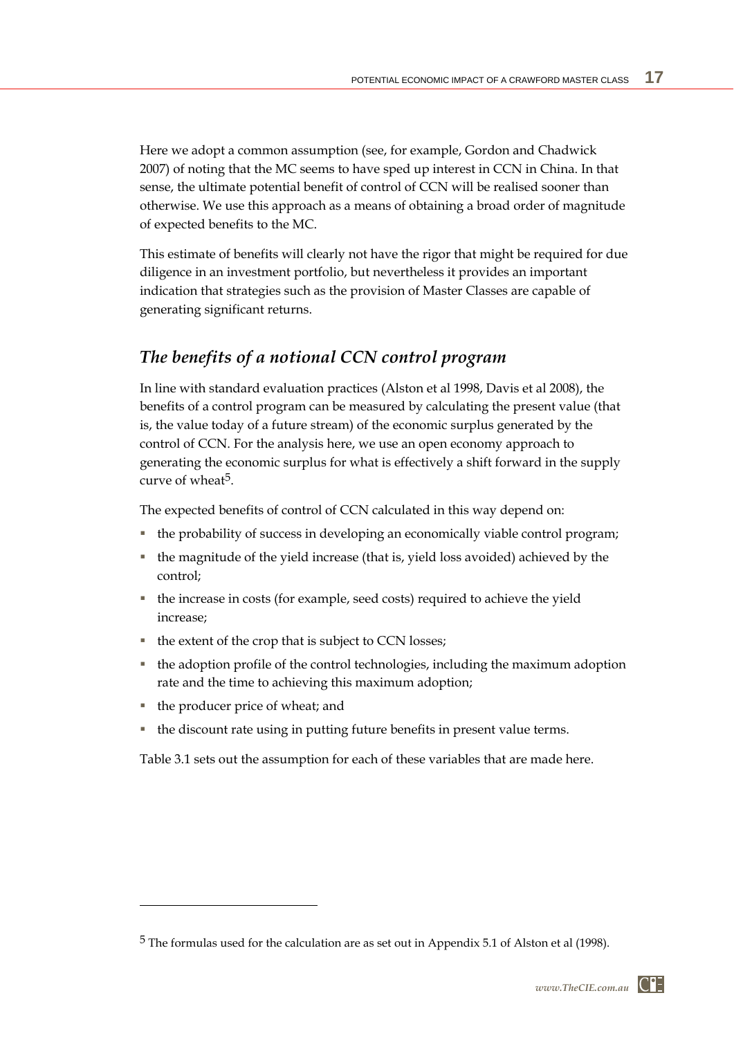Here we adopt a common assumption (see, for example, Gordon and Chadwick 2007) of noting that the MC seems to have sped up interest in CCN in China. In that sense, the ultimate potential benefit of control of CCN will be realised sooner than otherwise. We use this approach as a means of obtaining a broad order of magnitude of expected benefits to the MC.

This estimate of benefits will clearly not have the rigor that might be required for due diligence in an investment portfolio, but nevertheless it provides an important indication that strategies such as the provision of Master Classes are capable of generating significant returns.

## *The benefits of a notional CCN control program*

In line with standard evaluation practices (Alston et al 1998, Davis et al 2008), the benefits of a control program can be measured by calculating the present value (that is, the value today of a future stream) of the economic surplus generated by the control of CCN. For the analysis here, we use an open economy approach to generating the economic surplus for what is effectively a shift forward in the supply curve of wheat[5].

The expected benefits of control of CCN calculated in this way depend on:

- the probability of success in developing an economically viable control program;
- the magnitude of the yield increase (that is, yield loss avoided) achieved by the control;
- the increase in costs (for example, seed costs) required to achieve the yield increase;
- the extent of the crop that is subject to CCN losses;
- the adoption profile of the control technologies, including the maximum adoption rate and the time to achieving this maximum adoption;
- the producer price of wheat; and
- the discount rate using in putting future benefits in present value terms.

Table 3.1 sets out the assumption for each of these variables that are made here.

[5] The formulas used for the calculation are as set out in Appendix 5.1 of Alston et al (1998).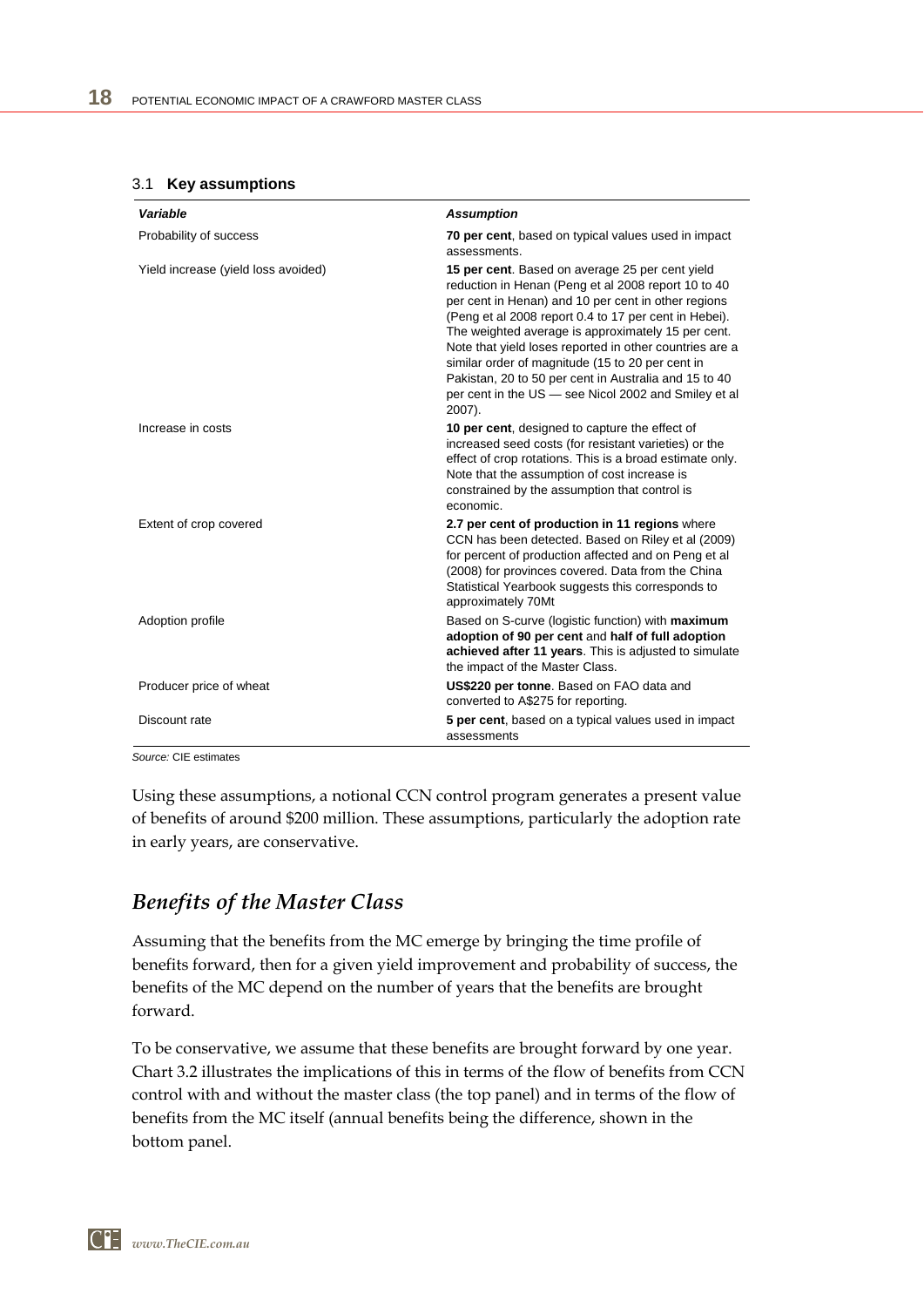3.1 **Key assumptions**

| *Variable* | *Assumption* |
|---|---|
| Probability of success | **70 per cent**, based on typical values used in impact assessments. |
| Yield increase (yield loss avoided) | **15 per cent**. Based on average 25 per cent yield reduction in Henan (Peng et al 2008 report 10 to 40 per cent in Henan) and 10 per cent in other regions (Peng et al 2008 report 0.4 to 17 per cent in Hebei). The weighted average is approximately 15 per cent. Note that yield loses reported in other countries are a similar order of magnitude (15 to 20 per cent in Pakistan, 20 to 50 per cent in Australia and 15 to 40 per cent in the US — see Nicol 2002 and Smiley et al 2007). |
| Increase in costs | **10 per cent**, designed to capture the effect of increased seed costs (for resistant varieties) or the effect of crop rotations. This is a broad estimate only. Note that the assumption of cost increase is constrained by the assumption that control is economic. |
| Extent of crop covered | **2.7 per cent of production in 11 regions** where CCN has been detected. Based on Riley et al (2009) for percent of production affected and on Peng et al (2008) for provinces covered. Data from the China Statistical Yearbook suggests this corresponds to approximately 70Mt |
| Adoption profile | Based on S-curve (logistic function) with **maximum adoption of 90 per cent** and **half of full adoption achieved after 11 years**. This is adjusted to simulate the impact of the Master Class. |
| Producer price of wheat | **US$220 per tonne**. Based on FAO data and converted to A$275 for reporting. |
| Discount rate | **5 per cent**, based on a typical values used in impact assessments |

*Source:* CIE estimates

Using these assumptions, a notional CCN control program generates a present value of benefits of around $200 million. These assumptions, particularly the adoption rate in early years, are conservative.

## *Benefits of the Master Class*

Assuming that the benefits from the MC emerge by bringing the time profile of benefits forward, then for a given yield improvement and probability of success, the benefits of the MC depend on the number of years that the benefits are brought forward.

To be conservative, we assume that these benefits are brought forward by one year. Chart 3.2 illustrates the implications of this in terms of the flow of benefits from CCN control with and without the master class (the top panel) and in terms of the flow of benefits from the MC itself (annual benefits being the difference, shown in the bottom panel.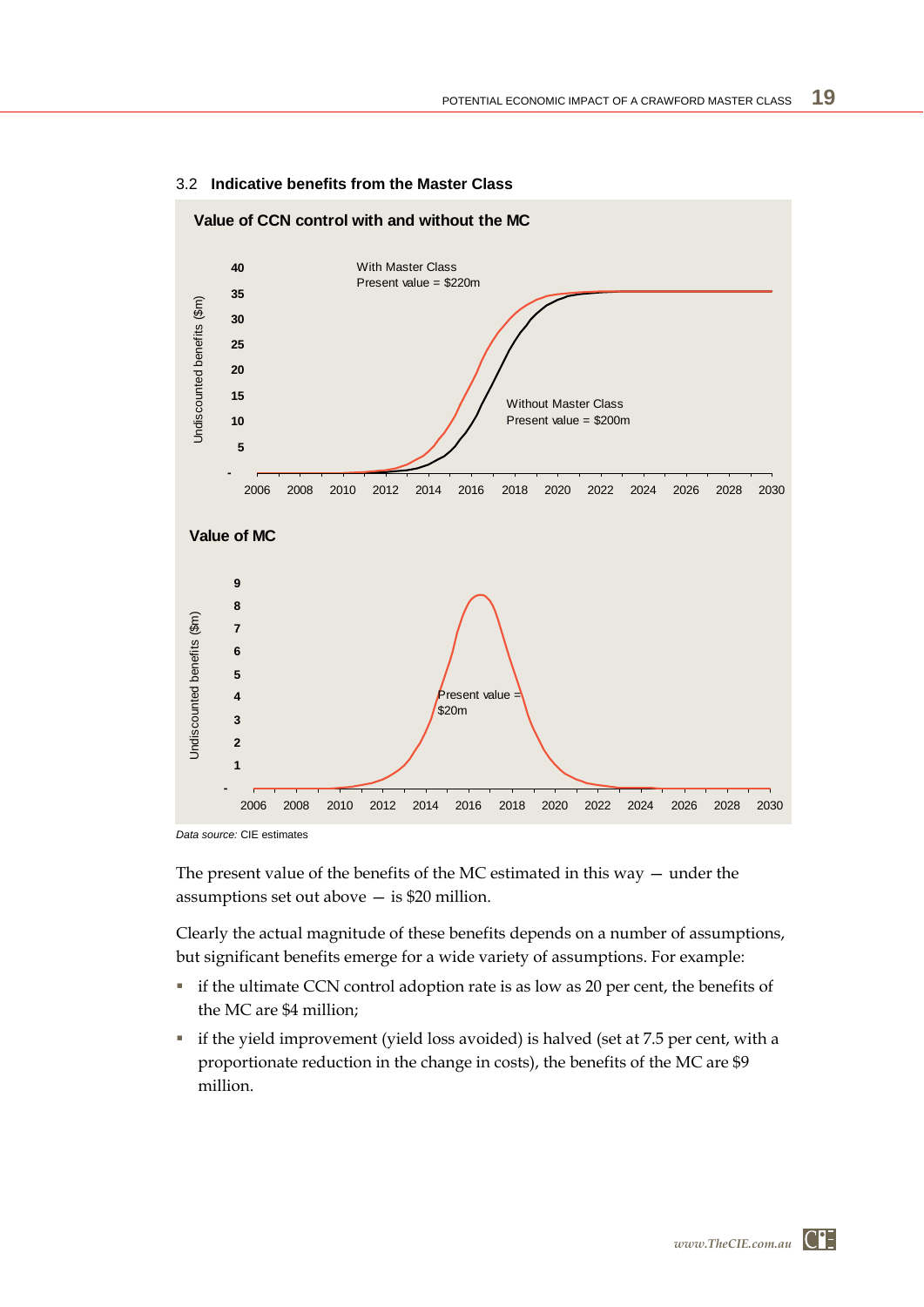3.2 **Indicative benefits from the Master Class**

**Value of CCN control with and without the MC**

Undiscounted benefits ($m)

40
35
30
25
20
15
10
5
-

2006 2008 2010 2012 2014 2016 2018 2020 2022 2024 2026 2028 2030

With Master Class
Present value = $220m

Without Master Class
Present value = $200m

**Value of MC**

Undiscounted benefits ($m)

9
8
7
6
5
4
3
2
1
-

2006 2008 2010 2012 2014 2016 2018 2020 2022 2024 2026 2028 2030

Present value = $20m

*Data source:* CIE estimates

The present value of the benefits of the MC estimated in this way — under the assumptions set out above — is $20 million.

Clearly the actual magnitude of these benefits depends on a number of assumptions, but significant benefits emerge for a wide variety of assumptions. For example:

- if the ultimate CCN control adoption rate is as low as 20 per cent, the benefits of the MC are $4 million;
- if the yield improvement (yield loss avoided) is halved (set at 7.5 per cent, with a proportionate reduction in the change in costs), the benefits of the MC are $9 million.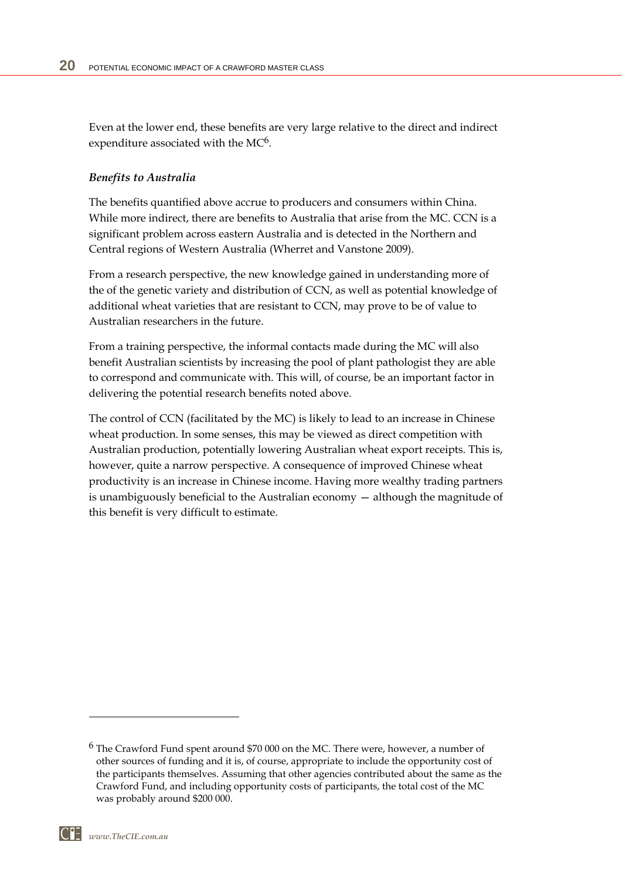Even at the lower end, these benefits are very large relative to the direct and indirect expenditure associated with the MC[6].

***Benefits to Australia***

The benefits quantified above accrue to producers and consumers within China. While more indirect, there are benefits to Australia that arise from the MC. CCN is a significant problem across eastern Australia and is detected in the Northern and Central regions of Western Australia (Wherret and Vanstone 2009).

From a research perspective, the new knowledge gained in understanding more of the of the genetic variety and distribution of CCN, as well as potential knowledge of additional wheat varieties that are resistant to CCN, may prove to be of value to Australian researchers in the future.

From a training perspective, the informal contacts made during the MC will also benefit Australian scientists by increasing the pool of plant pathologist they are able to correspond and communicate with. This will, of course, be an important factor in delivering the potential research benefits noted above.

The control of CCN (facilitated by the MC) is likely to lead to an increase in Chinese wheat production. In some senses, this may be viewed as direct competition with Australian production, potentially lowering Australian wheat export receipts. This is, however, quite a narrow perspective. A consequence of improved Chinese wheat productivity is an increase in Chinese income. Having more wealthy trading partners is unambiguously beneficial to the Australian economy — although the magnitude of this benefit is very difficult to estimate.

---

[6] The Crawford Fund spent around \$70 000 on the MC. There were, however, a number of other sources of funding and it is, of course, appropriate to include the opportunity cost of the participants themselves. Assuming that other agencies contributed about the same as the Crawford Fund, and including opportunity costs of participants, the total cost of the MC was probably around \$200 000.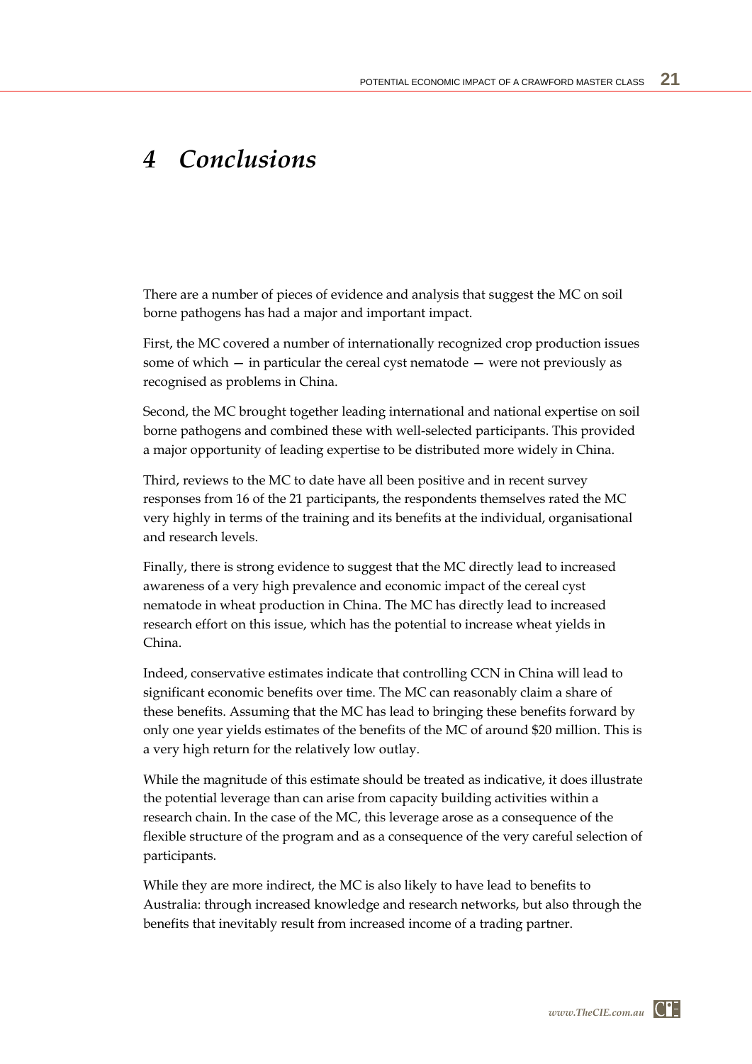# 4 Conclusions

There are a number of pieces of evidence and analysis that suggest the MC on soil borne pathogens has had a major and important impact.

First, the MC covered a number of internationally recognized crop production issues some of which — in particular the cereal cyst nematode — were not previously as recognised as problems in China.

Second, the MC brought together leading international and national expertise on soil borne pathogens and combined these with well-selected participants. This provided a major opportunity of leading expertise to be distributed more widely in China.

Third, reviews to the MC to date have all been positive and in recent survey responses from 16 of the 21 participants, the respondents themselves rated the MC very highly in terms of the training and its benefits at the individual, organisational and research levels.

Finally, there is strong evidence to suggest that the MC directly lead to increased awareness of a very high prevalence and economic impact of the cereal cyst nematode in wheat production in China. The MC has directly lead to increased research effort on this issue, which has the potential to increase wheat yields in China.

Indeed, conservative estimates indicate that controlling CCN in China will lead to significant economic benefits over time. The MC can reasonably claim a share of these benefits. Assuming that the MC has lead to bringing these benefits forward by only one year yields estimates of the benefits of the MC of around $20 million. This is a very high return for the relatively low outlay.

While the magnitude of this estimate should be treated as indicative, it does illustrate the potential leverage than can arise from capacity building activities within a research chain. In the case of the MC, this leverage arose as a consequence of the flexible structure of the program and as a consequence of the very careful selection of participants.

While they are more indirect, the MC is also likely to have lead to benefits to Australia: through increased knowledge and research networks, but also through the benefits that inevitably result from increased income of a trading partner.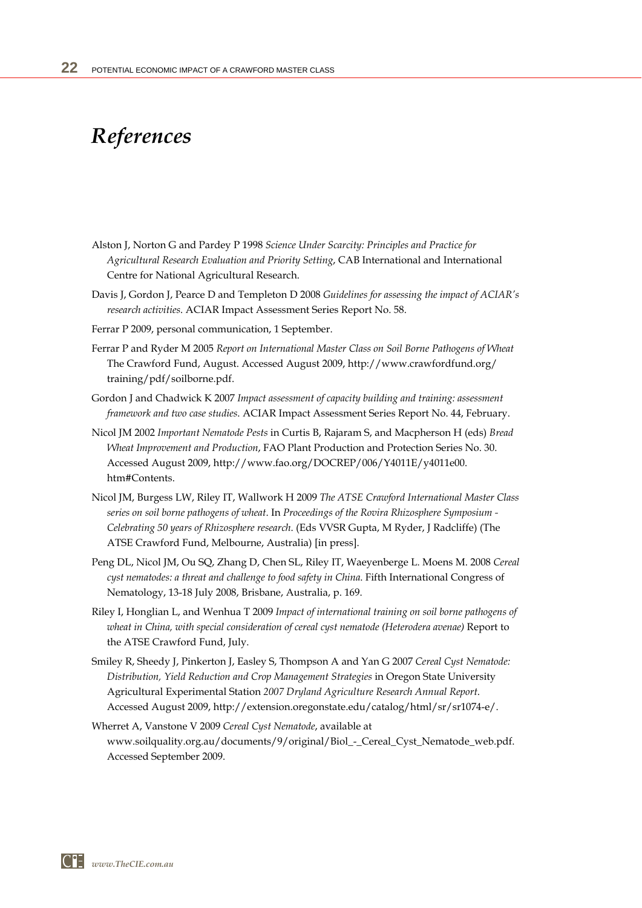# *References*

Alston J, Norton G and Pardey P 1998 *Science Under Scarcity: Principles and Practice for Agricultural Research Evaluation and Priority Setting*, CAB International and International Centre for National Agricultural Research.

Davis J, Gordon J, Pearce D and Templeton D 2008 *Guidelines for assessing the impact of ACIAR's research activities*. ACIAR Impact Assessment Series Report No. 58.

Ferrar P 2009, personal communication, 1 September.

Ferrar P and Ryder M 2005 *Report on International Master Class on Soil Borne Pathogens of Wheat* The Crawford Fund, August. Accessed August 2009, http://www.crawfordfund.org/training/pdf/soilborne.pdf.

Gordon J and Chadwick K 2007 *Impact assessment of capacity building and training: assessment framework and two case studies*. ACIAR Impact Assessment Series Report No. 44, February.

Nicol JM 2002 *Important Nematode Pests* in Curtis B, Rajaram S, and Macpherson H (eds) *Bread Wheat Improvement and Production*, FAO Plant Production and Protection Series No. 30. Accessed August 2009, http://www.fao.org/DOCREP/006/Y4011E/y4011e00.htm#Contents.

Nicol JM, Burgess LW, Riley IT, Wallwork H 2009 *The ATSE Crawford International Master Class series on soil borne pathogens of wheat*. In *Proceedings of the Rovira Rhizosphere Symposium - Celebrating 50 years of Rhizosphere research*. (Eds VVSR Gupta, M Ryder, J Radcliffe) (The ATSE Crawford Fund, Melbourne, Australia) [in press].

Peng DL, Nicol JM, Ou SQ, Zhang D, Chen SL, Riley IT, Waeyenberge L. Moens M. 2008 *Cereal cyst nematodes: a threat and challenge to food safety in China*. Fifth International Congress of Nematology, 13-18 July 2008, Brisbane, Australia, p. 169.

Riley I, Honglian L, and Wenhua T 2009 *Impact of international training on soil borne pathogens of wheat in China, with special consideration of cereal cyst nematode (Heterodera avenae)* Report to the ATSE Crawford Fund, July.

Smiley R, Sheedy J, Pinkerton J, Easley S, Thompson A and Yan G 2007 *Cereal Cyst Nematode: Distribution, Yield Reduction and Crop Management Strategies* in Oregon State University Agricultural Experimental Station *2007 Dryland Agriculture Research Annual Report*. Accessed August 2009, http://extension.oregonstate.edu/catalog/html/sr/sr1074-e/.

Wherret A, Vanstone V 2009 *Cereal Cyst Nematode*, available at www.soilquality.org.au/documents/9/original/Biol_-_Cereal_Cyst_Nematode_web.pdf. Accessed September 2009.